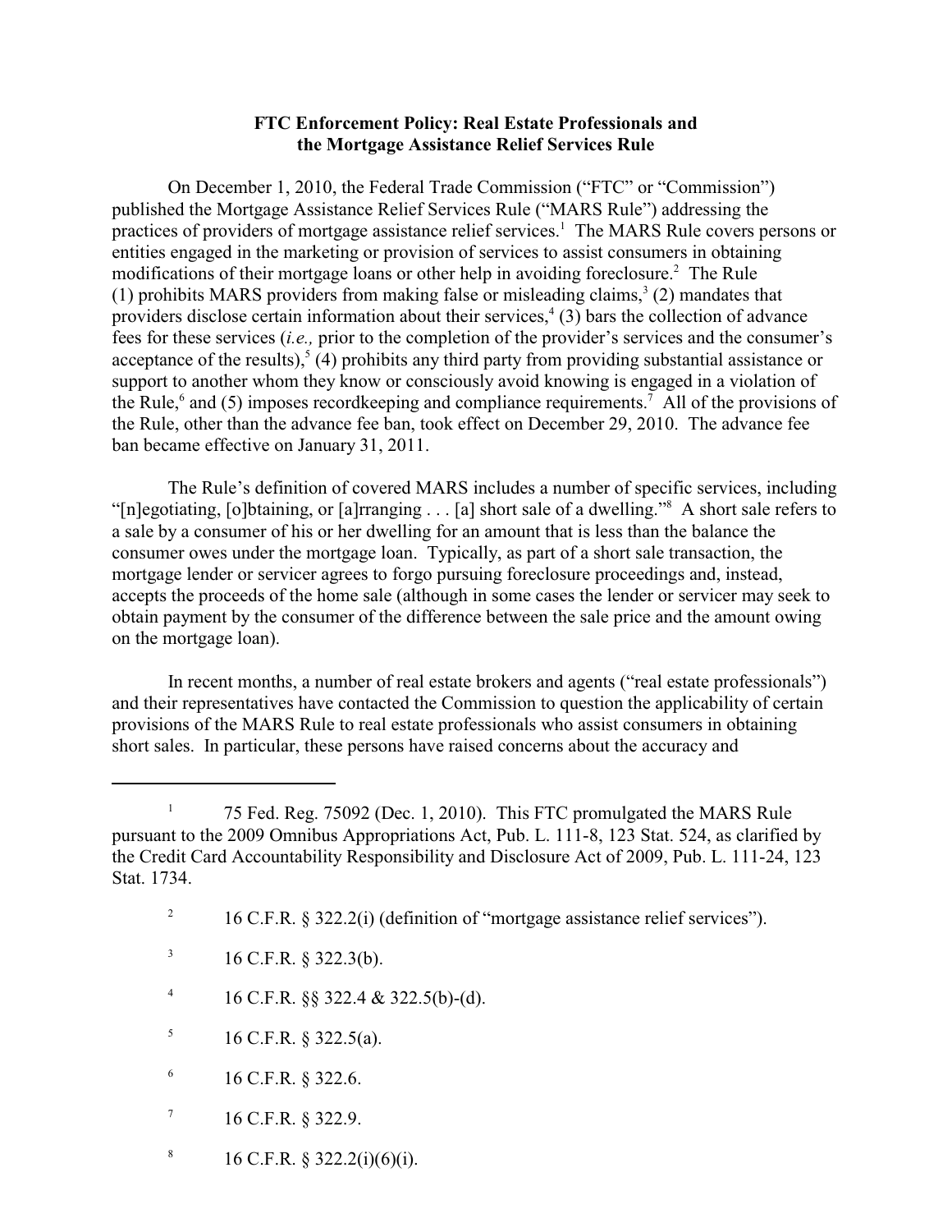# FTC Enforcement Policy: Real Estate Professionals and the Mortgage Assistance Relief Services Rule

On December 1, 2010, the Federal Trade Commission ("FTC" or "Commission") published the Mortgage Assistance Relief Services Rule ("MARS Rule") addressing the practices of providers of mortgage assistance relief services.[1] The MARS Rule covers persons or entities engaged in the marketing or provision of services to assist consumers in obtaining modifications of their mortgage loans or other help in avoiding foreclosure.[2] The Rule (1) prohibits MARS providers from making false or misleading claims,[3] (2) mandates that providers disclose certain information about their services,[4] (3) bars the collection of advance fees for these services (*i.e.,* prior to the completion of the provider's services and the consumer's acceptance of the results),[5] (4) prohibits any third party from providing substantial assistance or support to another whom they know or consciously avoid knowing is engaged in a violation of the Rule,[6] and (5) imposes recordkeeping and compliance requirements.[7] All of the provisions of the Rule, other than the advance fee ban, took effect on December 29, 2010. The advance fee ban became effective on January 31, 2011.

The Rule's definition of covered MARS includes a number of specific services, including "[n]egotiating, [o]btaining, or [a]rranging . . . [a] short sale of a dwelling."[8] A short sale refers to a sale by a consumer of his or her dwelling for an amount that is less than the balance the consumer owes under the mortgage loan. Typically, as part of a short sale transaction, the mortgage lender or servicer agrees to forgo pursuing foreclosure proceedings and, instead, accepts the proceeds of the home sale (although in some cases the lender or servicer may seek to obtain payment by the consumer of the difference between the sale price and the amount owing on the mortgage loan).

In recent months, a number of real estate brokers and agents ("real estate professionals") and their representatives have contacted the Commission to question the applicability of certain provisions of the MARS Rule to real estate professionals who assist consumers in obtaining short sales. In particular, these persons have raised concerns about the accuracy and

---

[1] 75 Fed. Reg. 75092 (Dec. 1, 2010). This FTC promulgated the MARS Rule pursuant to the 2009 Omnibus Appropriations Act, Pub. L. 111-8, 123 Stat. 524, as clarified by the Credit Card Accountability Responsibility and Disclosure Act of 2009, Pub. L. 111-24, 123 Stat. 1734.

[2] 16 C.F.R. § 322.2(i) (definition of "mortgage assistance relief services").

[3] 16 C.F.R. § 322.3(b).

[4] 16 C.F.R. §§ 322.4 & 322.5(b)-(d).

[5] 16 C.F.R. § 322.5(a).

[6] 16 C.F.R. § 322.6.

[7] 16 C.F.R. § 322.9.

[8] 16 C.F.R. § 322.2(i)(6)(i).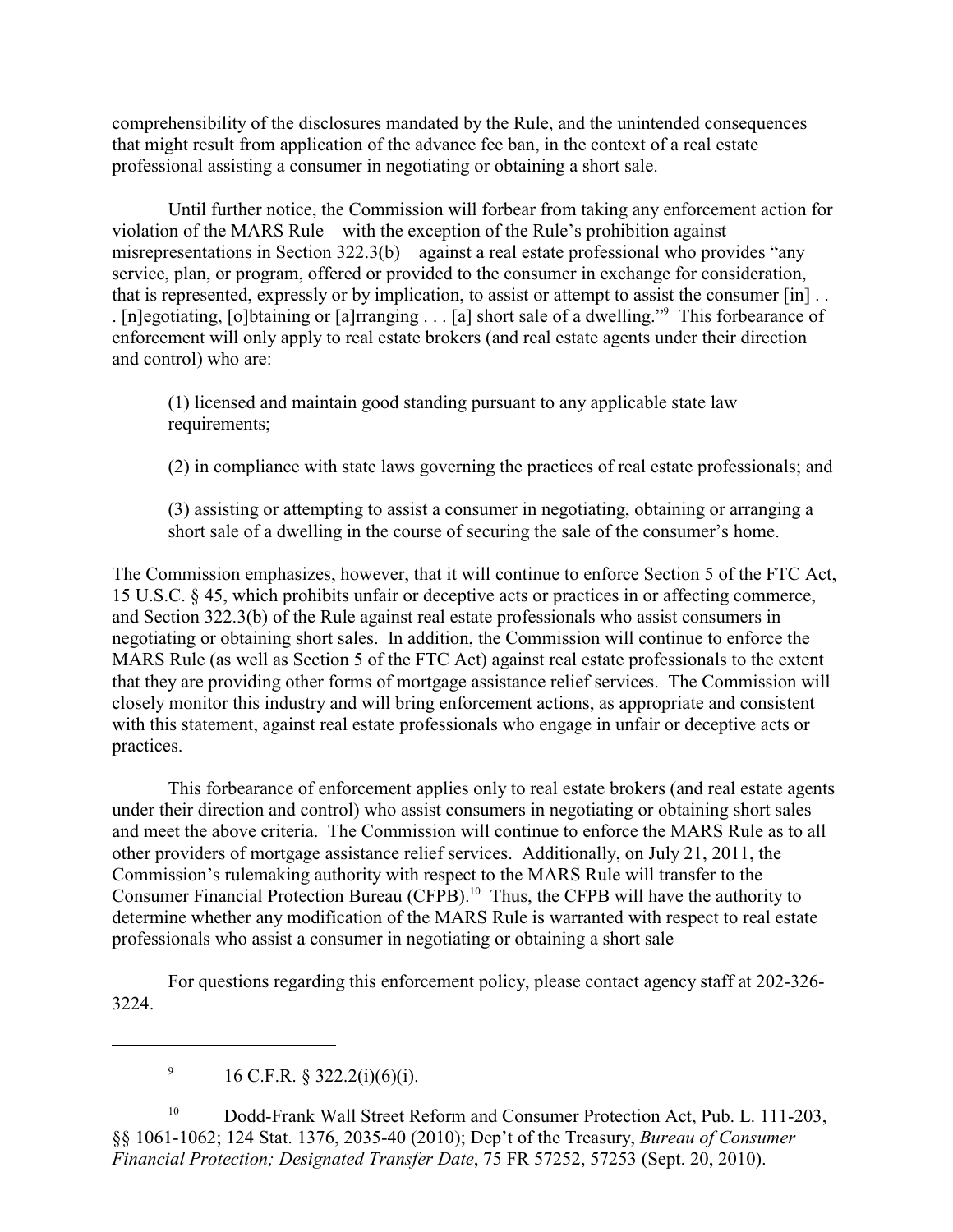comprehensibility of the disclosures mandated by the Rule, and the unintended consequences that might result from application of the advance fee ban, in the context of a real estate professional assisting a consumer in negotiating or obtaining a short sale.

Until further notice, the Commission will forbear from taking any enforcement action for violation of the MARS Rule with the exception of the Rule's prohibition against misrepresentations in Section 322.3(b) against a real estate professional who provides "any service, plan, or program, offered or provided to the consumer in exchange for consideration, that is represented, expressly or by implication, to assist or attempt to assist the consumer [in] . . . [n]egotiating, [o]btaining or [a]rranging . . . [a] short sale of a dwelling."[9] This forbearance of enforcement will only apply to real estate brokers (and real estate agents under their direction and control) who are:

(1) licensed and maintain good standing pursuant to any applicable state law requirements;

(2) in compliance with state laws governing the practices of real estate professionals; and

(3) assisting or attempting to assist a consumer in negotiating, obtaining or arranging a short sale of a dwelling in the course of securing the sale of the consumer's home.

The Commission emphasizes, however, that it will continue to enforce Section 5 of the FTC Act, 15 U.S.C. § 45, which prohibits unfair or deceptive acts or practices in or affecting commerce, and Section 322.3(b) of the Rule against real estate professionals who assist consumers in negotiating or obtaining short sales. In addition, the Commission will continue to enforce the MARS Rule (as well as Section 5 of the FTC Act) against real estate professionals to the extent that they are providing other forms of mortgage assistance relief services. The Commission will closely monitor this industry and will bring enforcement actions, as appropriate and consistent with this statement, against real estate professionals who engage in unfair or deceptive acts or practices.

This forbearance of enforcement applies only to real estate brokers (and real estate agents under their direction and control) who assist consumers in negotiating or obtaining short sales and meet the above criteria. The Commission will continue to enforce the MARS Rule as to all other providers of mortgage assistance relief services. Additionally, on July 21, 2011, the Commission's rulemaking authority with respect to the MARS Rule will transfer to the Consumer Financial Protection Bureau (CFPB).[10] Thus, the CFPB will have the authority to determine whether any modification of the MARS Rule is warranted with respect to real estate professionals who assist a consumer in negotiating or obtaining a short sale

For questions regarding this enforcement policy, please contact agency staff at 202-326-3224.

---

[9] 16 C.F.R. § 322.2(i)(6)(i).

[10] Dodd-Frank Wall Street Reform and Consumer Protection Act, Pub. L. 111-203, §§ 1061-1062; 124 Stat. 1376, 2035-40 (2010); Dep't of the Treasury, *Bureau of Consumer Financial Protection; Designated Transfer Date*, 75 FR 57252, 57253 (Sept. 20, 2010).